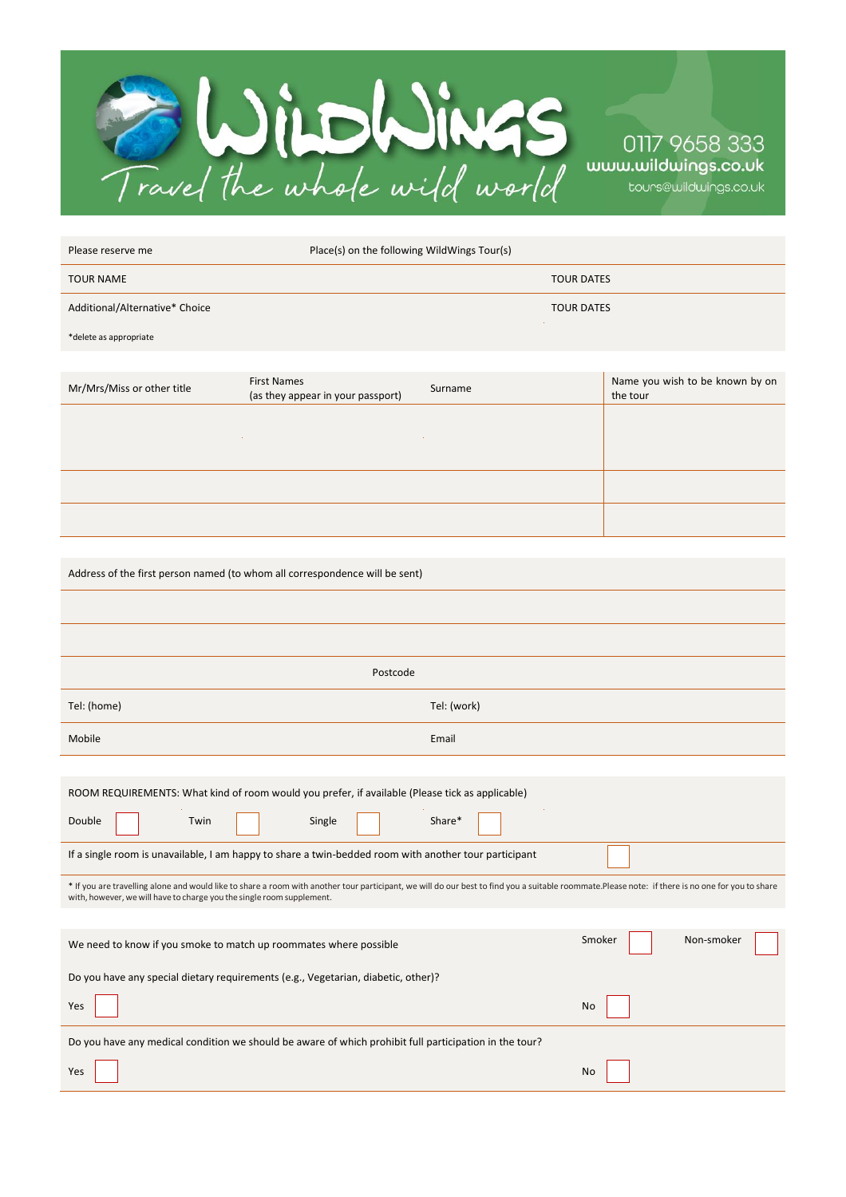# WildWings

*Travel the whole wild world*

0117 9658 333
www.wildwings.co.uk
tours@wildwings.co.uk

| Please reserve me | Place(s) on the following WildWings Tour(s) |
|---|---|
| TOUR NAME | TOUR DATES |
| Additional/Alternative* Choice | TOUR DATES |

*delete as appropriate

| Mr/Mrs/Miss or other title | First Names (as they appear in your passport) | Surname | Name you wish to be known by on the tour |
|---|---|---|---|
| | | | |
| | | | |
| | | | |

Address of the first person named (to whom all correspondence will be sent)

| | |
|---|---|
| | |
| | |
| | Postcode |
| Tel: (home) | Tel: (work) |
| Mobile | Email |

ROOM REQUIREMENTS: What kind of room would you prefer, if available (Please tick as applicable)

Double ☐ Twin ☐ Single ☐ Share* ☐

If a single room is unavailable, I am happy to share a twin-bedded room with another tour participant ☐

* If you are travelling alone and would like to share a room with another tour participant, we will do our best to find you a suitable roommate.Please note: if there is no one for you to share with, however, we will have to charge you the single room supplement.

We need to know if you smoke to match up roommates where possible Smoker ☐ Non-smoker ☐

Do you have any special dietary requirements (e.g., Vegetarian, diabetic, other)?

Yes ☐ No ☐

Do you have any medical condition we should be aware of which prohibit full participation in the tour?

Yes ☐ No ☐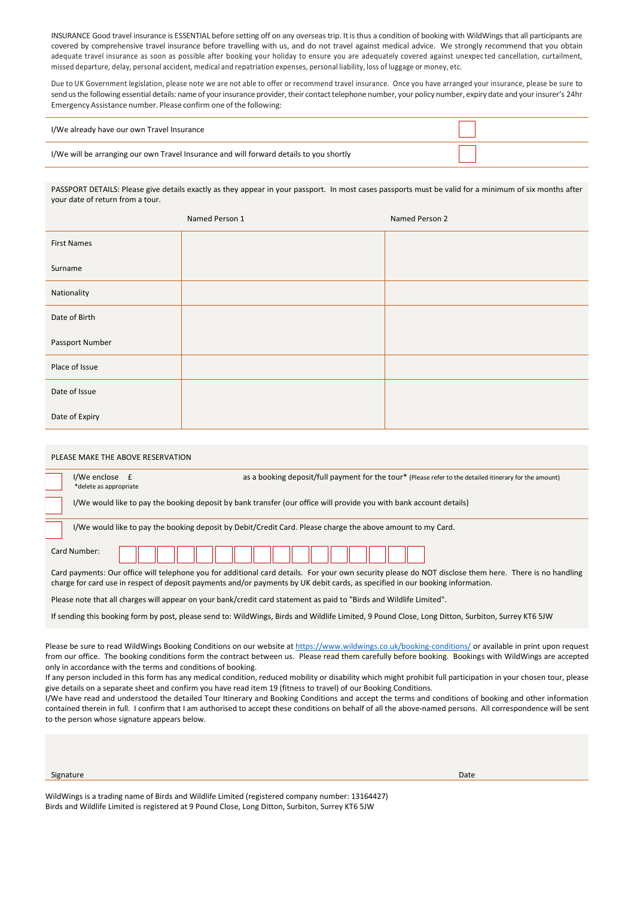INSURANCE Good travel insurance is ESSENTIAL before setting off on any overseas trip. It is thus a condition of booking with WildWings that all participants are covered by comprehensive travel insurance before travelling with us, and do not travel against medical advice. We strongly recommend that you obtain adequate travel insurance as soon as possible after booking your holiday to ensure you are adequately covered against unexpected cancellation, curtailment, missed departure, delay, personal accident, medical and repatriation expenses, personal liability, loss of luggage or money, etc.

Due to UK Government legislation, please note we are not able to offer or recommend travel insurance. Once you have arranged your insurance, please be sure to send us the following essential details: name of your insurance provider, their contact telephone number, your policy number, expiry date and your insurer's 24hr Emergency Assistance number. Please confirm one of the following:

| | |
|---|---|
| I/We already have our own Travel Insurance | ☐ |
| I/We will be arranging our own Travel Insurance and will forward details to you shortly | ☐ |

PASSPORT DETAILS: Please give details exactly as they appear in your passport. In most cases passports must be valid for a minimum of six months after your date of return from a tour.

| | Named Person 1 | Named Person 2 |
|---|---|---|
| First Names | | |
| Surname | | |
| Nationality | | |
| Date of Birth | | |
| Passport Number | | |
| Place of Issue | | |
| Date of Issue | | |
| Date of Expiry | | |

PLEASE MAKE THE ABOVE RESERVATION

☐ I/We enclose £ as a booking deposit/full payment for the tour* (Please refer to the detailed itinerary for the amount)
*delete as appropriate

☐ I/We would like to pay the booking deposit by bank transfer (our office will provide you with bank account details)

☐ I/We would like to pay the booking deposit by Debit/Credit Card. Please charge the above amount to my Card.

Card Number: ☐☐☐☐☐☐☐☐☐☐☐☐☐☐☐☐

Card payments: Our office will telephone you for additional card details. For your own security please do NOT disclose them here. There is no handling charge for card use in respect of deposit payments and/or payments by UK debit cards, as specified in our booking information.

Please note that all charges will appear on your bank/credit card statement as paid to "Birds and Wildlife Limited".

If sending this booking form by post, please send to: WildWings, Birds and Wildlife Limited, 9 Pound Close, Long Ditton, Surbiton, Surrey KT6 5JW

Please be sure to read WildWings Booking Conditions on our website at https://www.wildwings.co.uk/booking-conditions/ or available in print upon request from our office. The booking conditions form the contract between us. Please read them carefully before booking. Bookings with WildWings are accepted only in accordance with the terms and conditions of booking.

If any person included in this form has any medical condition, reduced mobility or disability which might prohibit full participation in your chosen tour, please give details on a separate sheet and confirm you have read item 19 (fitness to travel) of our Booking Conditions.

I/We have read and understood the detailed Tour Itinerary and Booking Conditions and accept the terms and conditions of booking and other information contained therein in full. I confirm that I am authorised to accept these conditions on behalf of all the above-named persons. All correspondence will be sent to the person whose signature appears below.

Signature Date

WildWings is a trading name of Birds and Wildlife Limited (registered company number: 13164427)
Birds and Wildlife Limited is registered at 9 Pound Close, Long Ditton, Surbiton, Surrey KT6 5JW